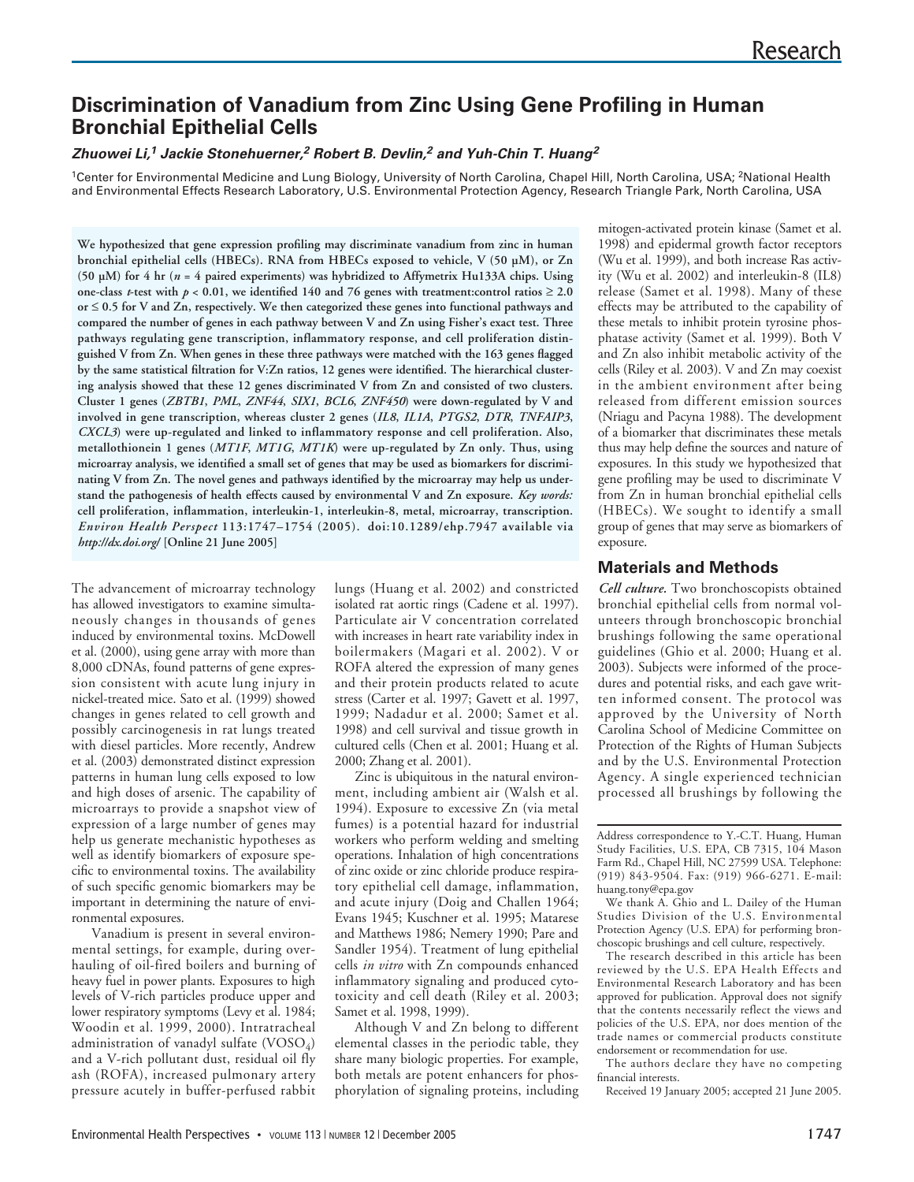# Discrimination of Vanadium from Zinc Using Gene Profiling in Human Bronchial Epithelial Cells

***Zhuowei Li,[1] Jackie Stonehuerner,[2] Robert B. Devlin,[2] and Yuh-Chin T. Huang[2]***

[1]Center for Environmental Medicine and Lung Biology, University of North Carolina, Chapel Hill, North Carolina, USA; [2]National Health and Environmental Effects Research Laboratory, U.S. Environmental Protection Agency, Research Triangle Park, North Carolina, USA

**We hypothesized that gene expression profiling may discriminate vanadium from zinc in human bronchial epithelial cells (HBECs). RNA from HBECs exposed to vehicle, V (50 µM), or Zn (50 µM) for 4 hr (*n* = 4 paired experiments) was hybridized to Affymetrix Hu133A chips. Using one-class *t*-test with $p < 0.01$, we identified 140 and 76 genes with treatment:control ratios ≥ 2.0 or ≤ 0.5 for V and Zn, respectively. We then categorized these genes into functional pathways and compared the number of genes in each pathway between V and Zn using Fisher's exact test. Three pathways regulating gene transcription, inflammatory response, and cell proliferation distinguished V from Zn. When genes in these three pathways were matched with the 163 genes flagged by the same statistical filtration for V:Zn ratios, 12 genes were identified. The hierarchical clustering analysis showed that these 12 genes discriminated V from Zn and consisted of two clusters. Cluster 1 genes (*ZBTB1*, *PML*, *ZNF44*, *SIX1*, *BCL6*, *ZNF450*) were down-regulated by V and involved in gene transcription, whereas cluster 2 genes (*IL8*, *IL1A*, *PTGS2*, *DTR*, *TNFAIP3*, *CXCL3*) were up-regulated and linked to inflammatory response and cell proliferation. Also, metallothionein 1 genes (*MT1F*, *MT1G*, *MT1K*) were up-regulated by Zn only. Thus, using microarray analysis, we identified a small set of genes that may be used as biomarkers for discriminating V from Zn. The novel genes and pathways identified by the microarray may help us understand the pathogenesis of health effects caused by environmental V and Zn exposure.** ***Key words:*** **cell proliferation, inflammation, interleukin-1, interleukin-8, metal, microarray, transcription.** ***Environ Health Perspect* 113:1747–1754 (2005). doi:10.1289/ehp.7947 available via *http://dx.doi.org/* [Online 21 June 2005]**

The advancement of microarray technology has allowed investigators to examine simultaneously changes in thousands of genes induced by environmental toxins. McDowell et al. (2000), using gene array with more than 8,000 cDNAs, found patterns of gene expression consistent with acute lung injury in nickel-treated mice. Sato et al. (1999) showed changes in genes related to cell growth and possibly carcinogenesis in rat lungs treated with diesel particles. More recently, Andrew et al. (2003) demonstrated distinct expression patterns in human lung cells exposed to low and high doses of arsenic. The capability of microarrays to provide a snapshot view of expression of a large number of genes may help us generate mechanistic hypotheses as well as identify biomarkers of exposure specific to environmental toxins. The availability of such specific genomic biomarkers may be important in determining the nature of environmental exposures.

Vanadium is present in several environmental settings, for example, during overhauling of oil-fired boilers and burning of heavy fuel in power plants. Exposures to high levels of V-rich particles produce upper and lower respiratory symptoms (Levy et al. 1984; Woodin et al. 1999, 2000). Intratracheal administration of vanadyl sulfate ($VOSO_4$) and a V-rich pollutant dust, residual oil fly ash (ROFA), increased pulmonary artery pressure acutely in buffer-perfused rabbit lungs (Huang et al. 2002) and constricted isolated rat aortic rings (Cadene et al. 1997). Particulate air V concentration correlated with increases in heart rate variability index in boilermakers (Magari et al. 2002). V or ROFA altered the expression of many genes and their protein products related to acute stress (Carter et al. 1997; Gavett et al. 1997, 1999; Nadadur et al. 2000; Samet et al. 1998) and cell survival and tissue growth in cultured cells (Chen et al. 2001; Huang et al. 2000; Zhang et al. 2001).

Zinc is ubiquitous in the natural environment, including ambient air (Walsh et al. 1994). Exposure to excessive Zn (via metal fumes) is a potential hazard for industrial workers who perform welding and smelting operations. Inhalation of high concentrations of zinc oxide or zinc chloride produce respiratory epithelial cell damage, inflammation, and acute injury (Doig and Challen 1964; Evans 1945; Kuschner et al. 1995; Matarese and Matthews 1986; Nemery 1990; Pare and Sandler 1954). Treatment of lung epithelial cells *in vitro* with Zn compounds enhanced inflammatory signaling and produced cytotoxicity and cell death (Riley et al. 2003; Samet et al. 1998, 1999).

Although V and Zn belong to different elemental classes in the periodic table, they share many biologic properties. For example, both metals are potent enhancers for phosphorylation of signaling proteins, including mitogen-activated protein kinase (Samet et al. 1998) and epidermal growth factor receptors (Wu et al. 1999), and both increase Ras activity (Wu et al. 2002) and interleukin-8 (IL8) release (Samet et al. 1998). Many of these effects may be attributed to the capability of these metals to inhibit protein tyrosine phosphatase activity (Samet et al. 1999). Both V and Zn also inhibit metabolic activity of the cells (Riley et al. 2003). V and Zn may coexist in the ambient environment after being released from different emission sources (Nriagu and Pacyna 1988). The development of a biomarker that discriminates these metals thus may help define the sources and nature of exposures. In this study we hypothesized that gene profiling may be used to discriminate V from Zn in human bronchial epithelial cells (HBECs). We sought to identify a small group of genes that may serve as biomarkers of exposure.

## Materials and Methods

***Cell culture.*** Two bronchoscopists obtained bronchial epithelial cells from normal volunteers through bronchoscopic bronchial brushings following the same operational guidelines (Ghio et al. 2000; Huang et al. 2003). Subjects were informed of the procedures and potential risks, and each gave written informed consent. The protocol was approved by the University of North Carolina School of Medicine Committee on Protection of the Rights of Human Subjects and by the U.S. Environmental Protection Agency. A single experienced technician processed all brushings by following the

---

Address correspondence to Y.-C.T. Huang, Human Study Facilities, U.S. EPA, CB 7315, 104 Mason Farm Rd., Chapel Hill, NC 27599 USA. Telephone: (919) 843-9504. Fax: (919) 966-6271. E-mail: huang.tony@epa.gov

We thank A. Ghio and L. Dailey of the Human Studies Division of the U.S. Environmental Protection Agency (U.S. EPA) for performing bronchoscopic brushings and cell culture, respectively.

The research described in this article has been reviewed by the U.S. EPA Health Effects and Environmental Research Laboratory and has been approved for publication. Approval does not signify that the contents necessarily reflect the views and policies of the U.S. EPA, nor does mention of the trade names or commercial products constitute endorsement or recommendation for use.

The authors declare they have no competing financial interests.

Received 19 January 2005; accepted 21 June 2005.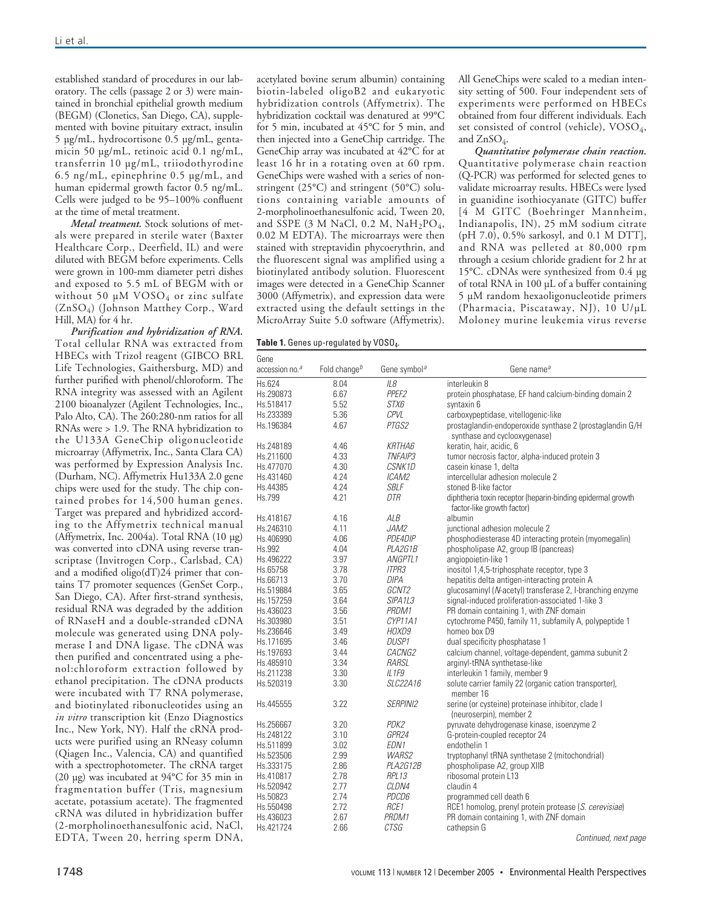established standard of procedures in our laboratory. The cells (passage 2 or 3) were maintained in bronchial epithelial growth medium (BEGM) (Clonetics, San Diego, CA), supplemented with bovine pituitary extract, insulin 5 µg/mL, hydrocortisone 0.5 µg/mL, gentamicin 50 µg/mL, retinoic acid 0.1 ng/mL, transferrin 10 µg/mL, triiodothyrodine 6.5 ng/mL, epinephrine 0.5 µg/mL, and human epidermal growth factor 0.5 ng/mL. Cells were judged to be 95–100% confluent at the time of metal treatment.

***Metal treatment.*** Stock solutions of metals were prepared in sterile water (Baxter Healthcare Corp., Deerfield, IL) and were diluted with BEGM before experiments. Cells were grown in 100-mm diameter petri dishes and exposed to 5.5 mL of BEGM with or without 50 µM $VOSO_4$ or zinc sulfate ($ZnSO_4$) (Johnson Matthey Corp., Ward Hill, MA) for 4 hr.

***Purification and hybridization of RNA.*** Total cellular RNA was extracted from HBECs with Trizol reagent (GIBCO BRL Life Technologies, Gaithersburg, MD) and further purified with phenol/chloroform. The RNA integrity was assessed with an Agilent 2100 bioanalyzer (Agilent Technologies, Inc., Palo Alto, CA). The 260:280-nm ratios for all RNAs were > 1.9. The RNA hybridization to the U133A GeneChip oligonucleotide microarray (Affymetrix, Inc., Santa Clara CA) was performed by Expression Analysis Inc. (Durham, NC). Affymetrix Hu133A 2.0 gene chips were used for the study. The chip contained probes for 14,500 human genes. Target was prepared and hybridized according to the Affymetrix technical manual (Affymetrix, Inc. 2004a). Total RNA (10 µg) was converted into cDNA using reverse transcriptase (Invitrogen Corp., Carlsbad, CA) and a modified oligo(dT)24 primer that contains T7 promoter sequences (GenSet Corp., San Diego, CA). After first-strand synthesis, residual RNA was degraded by the addition of RNaseH and a double-stranded cDNA molecule was generated using DNA polymerase I and DNA ligase. The cDNA was then purified and concentrated using a phenol:chloroform extraction followed by ethanol precipitation. The cDNA products were incubated with T7 RNA polymerase, and biotinylated ribonucleotides using an *in vitro* transcription kit (Enzo Diagnostics Inc., New York, NY). Half the cRNA products were purified using an RNeasy column (Qiagen Inc., Valencia, CA) and quantified with a spectrophotometer. The cRNA target (20 µg) was incubated at 94°C for 35 min in fragmentation buffer (Tris, magnesium acetate, potassium acetate). The fragmented cRNA was diluted in hybridization buffer (2-morpholinoethanesulfonic acid, NaCl, EDTA, Tween 20, herring sperm DNA, acetylated bovine serum albumin) containing biotin-labeled oligoB2 and eukaryotic hybridization controls (Affymetrix). The hybridization cocktail was denatured at 99°C for 5 min, incubated at 45°C for 5 min, and then injected into a GeneChip cartridge. The GeneChip array was incubated at 42°C for at least 16 hr in a rotating oven at 60 rpm. GeneChips were washed with a series of nonstringent (25°C) and stringent (50°C) solutions containing variable amounts of 2-morpholinoethanesulfonic acid, Tween 20, and SSPE (3 M NaCl, 0.2 M, $NaH_2PO_4$, 0.02 M EDTA). The microarrays were then stained with streptavidin phycoerythrin, and the fluorescent signal was amplified using a biotinylated antibody solution. Fluorescent images were detected in a GeneChip Scanner 3000 (Affymetrix), and expression data were extracted using the default settings in the MicroArray Suite 5.0 software (Affymetrix). All GeneChips were scaled to a median intensity setting of 500. Four independent sets of experiments were performed on HBECs obtained from four different individuals. Each set consisted of control (vehicle), $VOSO_4$, and $ZnSO_4$.

***Quantitative polymerase chain reaction.*** Quantitative polymerase chain reaction (Q-PCR) was performed for selected genes to validate microarray results. HBECs were lysed in guanidine isothiocyanate (GITC) buffer [4 M GITC (Boehringer Mannheim, Indianapolis, IN), 25 mM sodium citrate (pH 7.0), 0.5% sarkosyl, and 0.1 M DTT], and RNA was pelleted at 80,000 rpm through a cesium chloride gradient for 2 hr at 15°C. cDNAs were synthesized from 0.4 µg of total RNA in 100 µL of a buffer containing 5 µM random hexaoligonucleotide primers (Pharmacia, Piscataway, NJ), 10 U/µL Moloney murine leukemia virus reverse

**Table 1.** Genes up-regulated by $VOSO_4$.

| Gene accession no.[a] | Fold change[b] | Gene symbol[a] | Gene name[a] |
|---|---|---|---|
| Hs.624 | 8.04 | *IL8* | interleukin 8 |
| Hs.290873 | 6.67 | *PPEF2* | protein phosphatase, EF hand calcium-binding domain 2 |
| Hs.518417 | 5.52 | *STX6* | syntaxin 6 |
| Hs.233389 | 5.36 | *CPVL* | carboxypeptidase, vitellogenic-like |
| Hs.196384 | 4.67 | *PTGS2* | prostaglandin-endoperoxide synthase 2 (prostaglandin G/H synthase and cyclooxygenase) |
| Hs.248189 | 4.46 | *KRTHA6* | keratin, hair, acidic, 6 |
| Hs.211600 | 4.33 | *TNFAIP3* | tumor necrosis factor, alpha-induced protein 3 |
| Hs.477070 | 4.30 | *CSNK1D* | casein kinase 1, delta |
| Hs.431460 | 4.24 | *ICAM2* | intercellular adhesion molecule 2 |
| Hs.44385 | 4.24 | *SBLF* | stoned B-like factor |
| Hs.799 | 4.21 | *DTR* | diphtheria toxin receptor (heparin-binding epidermal growth factor-like growth factor) |
| Hs.418167 | 4.16 | *ALB* | albumin |
| Hs.246310 | 4.11 | *JAM2* | junctional adhesion molecule 2 |
| Hs.406990 | 4.06 | *PDE4DIP* | phosphodiesterase 4D interacting protein (myomegalin) |
| Hs.992 | 4.04 | *PLA2G1B* | phospholipase A2, group IB (pancreas) |
| Hs.496222 | 3.97 | *ANGPTL1* | angiopoietin-like 1 |
| Hs.65758 | 3.78 | *ITPR3* | inositol 1,4,5-triphosphate receptor, type 3 |
| Hs.66713 | 3.70 | *DIPA* | hepatitis delta antigen-interacting protein A |
| Hs.519884 | 3.65 | *GCNT2* | glucosaminyl (*N*-acetyl) transferase 2, I-branching enzyme |
| Hs.157259 | 3.64 | *SIPA1L3* | signal-induced proliferation-associated 1-like 3 |
| Hs.436023 | 3.56 | *PRDM1* | PR domain containing 1, with ZNF domain |
| Hs.303980 | 3.51 | *CYP11A1* | cytochrome P450, family 11, subfamily A, polypeptide 1 |
| Hs.236646 | 3.49 | *HOXD9* | homeo box D9 |
| Hs.171695 | 3.46 | *DUSP1* | dual specificity phosphatase 1 |
| Hs.197693 | 3.44 | *CACNG2* | calcium channel, voltage-dependent, gamma subunit 2 |
| Hs.485910 | 3.34 | *RARSL* | arginyl-tRNA synthetase-like |
| Hs.211238 | 3.30 | *IL1F9* | interleukin 1 family, member 9 |
| Hs.520319 | 3.30 | *SLC22A16* | solute carrier family 22 (organic cation transporter), member 16 |
| Hs.445555 | 3.22 | *SERPINI2* | serine (or cysteine) proteinase inhibitor, clade I (neuroserpin), member 2 |
| Hs.256667 | 3.20 | *PDK2* | pyruvate dehydrogenase kinase, isoenzyme 2 |
| Hs.248122 | 3.10 | *GPR24* | G-protein-coupled receptor 24 |
| Hs.511899 | 3.02 | *EDN1* | endothelin 1 |
| Hs.523506 | 2.99 | *WARS2* | tryptophanyl tRNA synthetase 2 (mitochondrial) |
| Hs.333175 | 2.86 | *PLA2G12B* | phospholipase A2, group XIIB |
| Hs.410817 | 2.78 | *RPL13* | ribosomal protein L13 |
| Hs.520942 | 2.77 | *CLDN4* | claudin 4 |
| Hs.50823 | 2.74 | *PDCD6* | programmed cell death 6 |
| Hs.550498 | 2.72 | *RCE1* | RCE1 homolog, prenyl protein protease (*S. cerevisiae*) |
| Hs.436023 | 2.67 | *PRDM1* | PR domain containing 1, with ZNF domain |
| Hs.421724 | 2.66 | *CTSG* | cathepsin G |

*Continued, next page*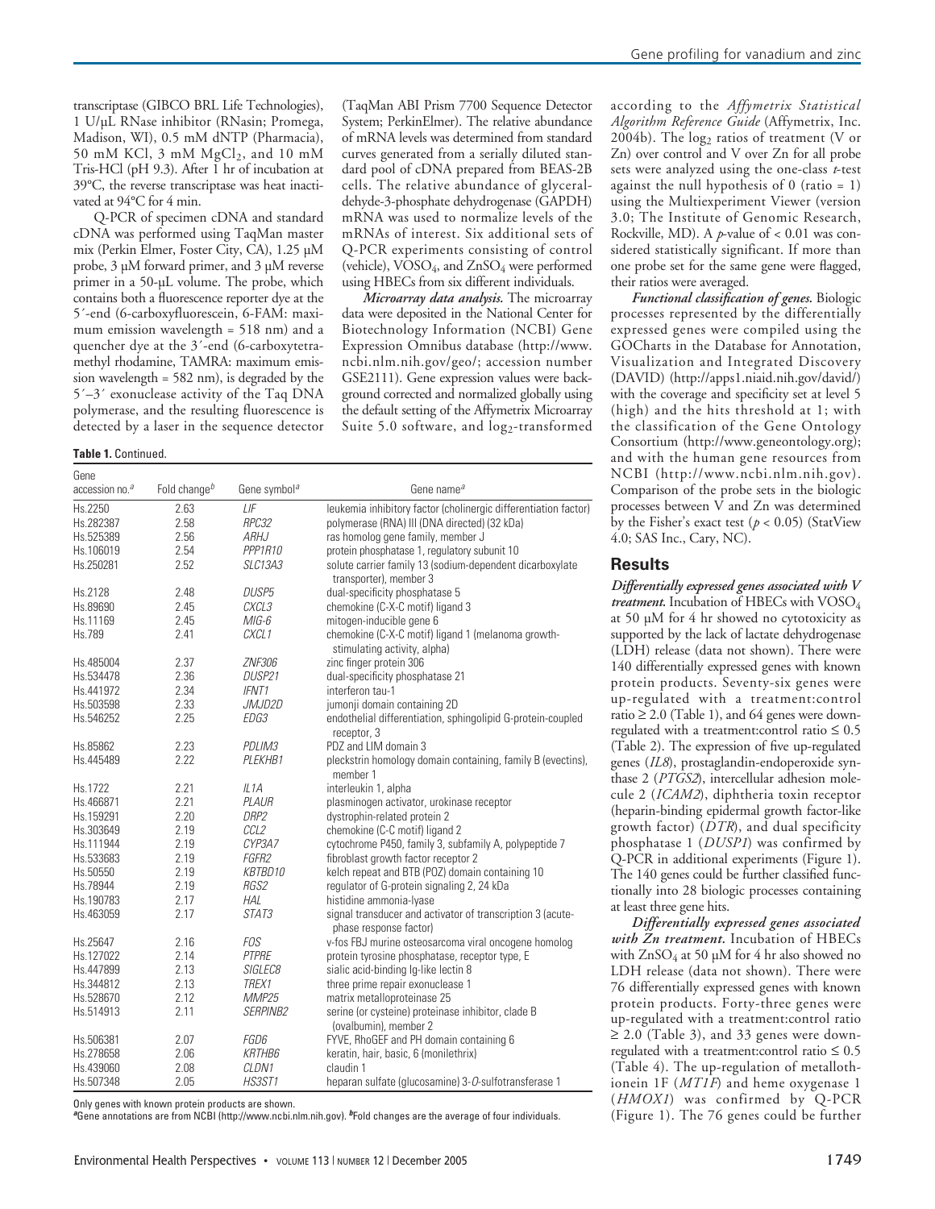transcriptase (GIBCO BRL Life Technologies), 1 U/μL RNase inhibitor (RNasin; Promega, Madison, WI), 0.5 mM dNTP (Pharmacia), 50 mM KCl, 3 mM $MgCl_2$, and 10 mM Tris-HCl (pH 9.3). After 1 hr of incubation at 39°C, the reverse transcriptase was heat inactivated at 94°C for 4 min.

Q-PCR of specimen cDNA and standard cDNA was performed using TaqMan master mix (Perkin Elmer, Foster City, CA), 1.25 μM probe, 3 μM forward primer, and 3 μM reverse primer in a 50-μL volume. The probe, which contains both a fluorescence reporter dye at the 5′-end (6-carboxyfluorescein, 6-FAM: maximum emission wavelength = 518 nm) and a quencher dye at the 3′-end (6-carboxytetramethyl rhodamine, TAMRA: maximum emission wavelength = 582 nm), is degraded by the 5′–3′ exonuclease activity of the Taq DNA polymerase, and the resulting fluorescence is detected by a laser in the sequence detector (TaqMan ABI Prism 7700 Sequence Detector System; PerkinElmer). The relative abundance of mRNA levels was determined from standard curves generated from a serially diluted standard pool of cDNA prepared from BEAS-2B cells. The relative abundance of glyceraldehyde-3-phosphate dehydrogenase (GAPDH) mRNA was used to normalize levels of the mRNAs of interest. Six additional sets of Q-PCR experiments consisting of control (vehicle), $VOSO_4$, and $ZnSO_4$ were performed using HBECs from six different individuals.

***Microarray data analysis.*** The microarray data were deposited in the National Center for Biotechnology Information (NCBI) Gene Expression Omnibus database (http://www.ncbi.nlm.nih.gov/geo/; accession number GSE2111). Gene expression values were background corrected and normalized globally using the default setting of the Affymetrix Microarray Suite 5.0 software, and $\log_2$-transformed according to the *Affymetrix Statistical Algorithm Reference Guide* (Affymetrix, Inc. 2004b). The $\log_2$ ratios of treatment (V or Zn) over control and V over Zn for all probe sets were analyzed using the one-class *t*-test against the null hypothesis of 0 (ratio = 1) using the Multiexperiment Viewer (version 3.0; The Institute of Genomic Research, Rockville, MD). A *p*-value of < 0.01 was considered statistically significant. If more than one probe set for the same gene were flagged, their ratios were averaged.

***Functional classification of genes.*** Biologic processes represented by the differentially expressed genes were compiled using the GOCharts in the Database for Annotation, Visualization and Integrated Discovery (DAVID) (http://apps1.niaid.nih.gov/david/) with the coverage and specificity set at level 5 (high) and the hits threshold at 1; with the classification of the Gene Ontology Consortium (http://www.geneontology.org); and with the human gene resources from NCBI (http://www.ncbi.nlm.nih.gov). Comparison of the probe sets in the biologic processes between V and Zn was determined by the Fisher's exact test ($p < 0.05$) (StatView 4.0; SAS Inc., Cary, NC).

**Table 1.** Continued.

| Gene accession no.[a] | Fold change[b] | Gene symbol[a] | Gene name[a] |
|---|---|---|---|
| Hs.2250 | 2.63 | *LIF* | leukemia inhibitory factor (cholinergic differentiation factor) |
| Hs.282387 | 2.58 | *RPC32* | polymerase (RNA) III (DNA directed) (32 kDa) |
| Hs.525389 | 2.56 | *ARHJ* | ras homolog gene family, member J |
| Hs.106019 | 2.54 | *PPP1R10* | protein phosphatase 1, regulatory subunit 10 |
| Hs.250281 | 2.52 | *SLC13A3* | solute carrier family 13 (sodium-dependent dicarboxylate transporter), member 3 |
| Hs.2128 | 2.48 | *DUSP5* | dual-specificity phosphatase 5 |
| Hs.89690 | 2.45 | *CXCL3* | chemokine (C-X-C motif) ligand 3 |
| Hs.11169 | 2.45 | *MIG-6* | mitogen-inducible gene 6 |
| Hs.789 | 2.41 | *CXCL1* | chemokine (C-X-C motif) ligand 1 (melanoma growth-stimulating activity, alpha) |
| Hs.485004 | 2.37 | *ZNF306* | zinc finger protein 306 |
| Hs.534478 | 2.36 | *DUSP21* | dual-specificity phosphatase 21 |
| Hs.441972 | 2.34 | *IFNT1* | interferon tau-1 |
| Hs.503598 | 2.33 | *JMJD2D* | jumonji domain containing 2D |
| Hs.546252 | 2.25 | *EDG3* | endothelial differentiation, sphingolipid G-protein-coupled receptor, 3 |
| Hs.85862 | 2.23 | *PDLIM3* | PDZ and LIM domain 3 |
| Hs.445489 | 2.22 | *PLEKHB1* | pleckstrin homology domain containing, family B (evectins), member 1 |
| Hs.1722 | 2.21 | *IL1A* | interleukin 1, alpha |
| Hs.466871 | 2.21 | *PLAUR* | plasminogen activator, urokinase receptor |
| Hs.159291 | 2.20 | *DRP2* | dystrophin-related protein 2 |
| Hs.303649 | 2.19 | *CCL2* | chemokine (C-C motif) ligand 2 |
| Hs.111944 | 2.19 | *CYP3A7* | cytochrome P450, family 3, subfamily A, polypeptide 7 |
| Hs.533683 | 2.19 | *FGFR2* | fibroblast growth factor receptor 2 |
| Hs.50550 | 2.19 | *KBTBD10* | kelch repeat and BTB (POZ) domain containing 10 |
| Hs.78944 | 2.19 | *RGS2* | regulator of G-protein signaling 2, 24 kDa |
| Hs.190783 | 2.17 | *HAL* | histidine ammonia-lyase |
| Hs.463059 | 2.17 | *STAT3* | signal transducer and activator of transcription 3 (acute-phase response factor) |
| Hs.25647 | 2.16 | *FOS* | v-fos FBJ murine osteosarcoma viral oncogene homolog |
| Hs.127022 | 2.14 | *PTPRE* | protein tyrosine phosphatase, receptor type, E |
| Hs.447899 | 2.13 | *SIGLEC8* | sialic acid-binding Ig-like lectin 8 |
| Hs.344812 | 2.13 | *TREX1* | three prime repair exonuclease 1 |
| Hs.528670 | 2.12 | *MMP25* | matrix metalloproteinase 25 |
| Hs.514913 | 2.11 | *SERPINB2* | serine (or cysteine) proteinase inhibitor, clade B (ovalbumin), member 2 |
| Hs.506381 | 2.07 | *FGD6* | FYVE, RhoGEF and PH domain containing 6 |
| Hs.278658 | 2.06 | *KRTHB6* | keratin, hair, basic, 6 (monilethrix) |
| Hs.439060 | 2.08 | *CLDN1* | claudin 1 |
| Hs.507348 | 2.05 | *HS3ST1* | heparan sulfate (glucosamine) 3-*O*-sulfotransferase 1 |

Only genes with known protein products are shown.
[a]Gene annotations are from NCBI (http://www.ncbi.nlm.nih.gov). [b]Fold changes are the average of four individuals.

## Results

***Differentially expressed genes associated with V treatment.*** Incubation of HBECs with $VOSO_4$ at 50 μM for 4 hr showed no cytotoxicity as supported by the lack of lactate dehydrogenase (LDH) release (data not shown). There were 140 differentially expressed genes with known protein products. Seventy-six genes were up-regulated with a treatment:control ratio ≥ 2.0 (Table 1), and 64 genes were down-regulated with a treatment:control ratio ≤ 0.5 (Table 2). The expression of five up-regulated genes (*IL8*), prostaglandin-endoperoxide synthase 2 (*PTGS2*), intercellular adhesion molecule 2 (*ICAM2*), diphtheria toxin receptor (heparin-binding epidermal growth factor-like growth factor) (*DTR*), and dual specificity phosphatase 1 (*DUSP1*) was confirmed by Q-PCR in additional experiments (Figure 1). The 140 genes could be further classified functionally into 28 biologic processes containing at least three gene hits.

***Differentially expressed genes associated with Zn treatment.*** Incubation of HBECs with $ZnSO_4$ at 50 μM for 4 hr also showed no LDH release (data not shown). There were 76 differentially expressed genes with known protein products. Forty-three genes were up-regulated with a treatment:control ratio ≥ 2.0 (Table 3), and 33 genes were down-regulated with a treatment:control ratio ≤ 0.5 (Table 4). The up-regulation of metallothionein 1F (*MT1F*) and heme oxygenase 1 (*HMOX1*) was confirmed by Q-PCR (Figure 1). The 76 genes could be further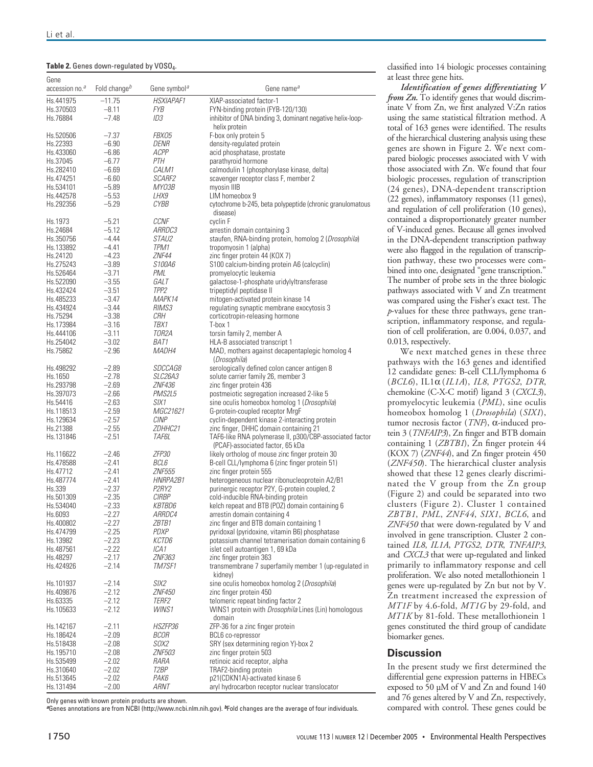**Table 2.** Genes down-regulated by $VOSO_4$.

| Gene accession no.[a] | Fold change[b] | Gene symbol[a] | Gene name[a] |
|---|---|---|---|
| Hs.441975 | –11.75 | *HSXIAPAF1* | XIAP-associated factor-1 |
| Hs.370503 | –8.11 | *FYB* | FYN-binding protein (FYB-120/130) |
| Hs.76884 | –7.48 | *ID3* | inhibitor of DNA binding 3, dominant negative helix-loop-helix protein |
| Hs.520506 | –7.37 | *FBXO5* | F-box only protein 5 |
| Hs.22393 | –6.90 | *DENR* | density-regulated protein |
| Hs.433060 | –6.86 | *ACPP* | acid phosphatase, prostate |
| Hs.37045 | –6.77 | *PTH* | parathyroid hormone |
| Hs.282410 | –6.69 | *CALM1* | calmodulin 1 (phosphorylase kinase, delta) |
| Hs.474251 | –6.60 | *SCARF2* | scavenger receptor class F, member 2 |
| Hs.534101 | –5.89 | *MYO3B* | myosin IIIB |
| Hs.442578 | –5.53 | *LHX9* | LIM homeobox 9 |
| Hs.292356 | –5.29 | *CYBB* | cytochrome b-245, beta polypeptide (chronic granulomatous disease) |
| Hs.1973 | –5.21 | *CCNF* | cyclin F |
| Hs.24684 | –5.12 | *ARRDC3* | arrestin domain containing 3 |
| Hs.350756 | –4.44 | *STAU2* | staufen, RNA-binding protein, homolog 2 (*Drosophila*) |
| Hs.133892 | –4.41 | *TPM1* | tropomyosin 1 (alpha) |
| Hs.24120 | –4.23 | *ZNF44* | zinc finger protein 44 (KOX 7) |
| Hs.275243 | –3.89 | *S100A6* | S100 calcium-binding protein A6 (calcyclin) |
| Hs.526464 | –3.71 | *PML* | promyelocytic leukemia |
| Hs.522090 | –3.55 | *GALT* | galactose-1-phosphate uridylyltransferase |
| Hs.432424 | –3.51 | *TPP2* | tripeptidyl peptidase II |
| Hs.485233 | –3.47 | *MAPK14* | mitogen-activated protein kinase 14 |
| Hs.434924 | –3.44 | *RIMS3* | regulating synaptic membrane exocytosis 3 |
| Hs.75294 | –3.38 | *CRH* | corticotropin-releasing hormone |
| Hs.173984 | –3.16 | *TBX1* | T-box 1 |
| Hs.444106 | –3.11 | *TOR2A* | torsin family 2, member A |
| Hs.254042 | –3.02 | *BAT1* | HLA-B associated transcript 1 |
| Hs.75862 | –2.96 | *MADH4* | MAD, mothers against decapentaplegic homolog 4 (*Drosophila*) |
| Hs.498292 | –2.89 | *SDCCAG8* | serologically defined colon cancer antigen 8 |
| Hs.1650 | –2.78 | *SLC26A3* | solute carrier family 26, member 3 |
| Hs.293798 | –2.69 | *ZNF436* | zinc finger protein 436 |
| Hs.397073 | –2.66 | *PMS2L5* | postmeiotic segregation increased 2-like 5 |
| Hs.54416 | –2.63 | *SIX1* | sine oculis homeobox homolog 1 (*Drosophila*) |
| Hs.118513 | –2.59 | *MGC21621* | G-protein-coupled receptor MrgF |
| Hs.129634 | –2.57 | *CINP* | cyclin-dependent kinase 2-interacting protein |
| Hs.21388 | –2.55 | *ZDHHC21* | zinc finger, DHHC domain containing 21 |
| Hs.131846 | –2.51 | *TAF6L* | TAF6-like RNA polymerase II, p300/CBP-associated factor (PCAF)-associated factor, 65 kDa |
| Hs.116622 | –2.46 | *ZFP30* | likely ortholog of mouse zinc finger protein 30 |
| Hs.478588 | –2.41 | *BCL6* | B-cell CLL/lymphoma 6 (zinc finger protein 51) |
| Hs.47712 | –2.41 | *ZNF555* | zinc finger protein 555 |
| Hs.487774 | –2.41 | *HNRPA2B1* | heterogeneous nuclear ribonucleoprotein A2/B1 |
| Hs.339 | –2.37 | *P2RY2* | purinergic receptor P2Y, G-protein coupled, 2 |
| Hs.501309 | –2.35 | *CIRBP* | cold-inducible RNA-binding protein |
| Hs.534040 | –2.33 | *KBTBD6* | kelch repeat and BTB (POZ) domain containing 6 |
| Hs.6093 | –2.27 | *ARRDC4* | arrestin domain containing 4 |
| Hs.400802 | –2.27 | *ZBTB1* | zinc finger and BTB domain containing 1 |
| Hs.474799 | –2.25 | *PDXP* | pyridoxal (pyridoxine, vitamin B6) phosphatase |
| Hs.13982 | –2.23 | *KCTD6* | potassium channel tetramerisation domain containing 6 |
| Hs.487561 | –2.22 | *ICA1* | islet cell autoantigen 1, 69 kDa |
| Hs.48297 | –2.17 | *ZNF363* | zinc finger protein 363 |
| Hs.424926 | –2.14 | *TM7SF1* | transmembrane 7 superfamily member 1 (up-regulated in kidney) |
| Hs.101937 | –2.14 | *SIX2* | sine oculis homeobox homolog 2 (*Drosophila*) |
| Hs.409876 | –2.12 | *ZNF450* | zinc finger protein 450 |
| Hs.63335 | –2.12 | *TERF2* | telomeric repeat binding factor 2 |
| Hs.105633 | –2.12 | *WINS1* | WINS1 protein with *Drosophila* Lines (Lin) homologous domain |
| Hs.142167 | –2.11 | *HSZFP36* | ZFP-36 for a zinc finger protein |
| Hs.186424 | –2.09 | *BCOR* | BCL6 co-repressor |
| Hs.518438 | –2.08 | *SOX2* | SRY (sex determining region Y)-box 2 |
| Hs.195710 | –2.08 | *ZNF503* | zinc finger protein 503 |
| Hs.535499 | –2.02 | *RARA* | retinoic acid receptor, alpha |
| Hs.310640 | –2.02 | *T2BP* | TRAF2-binding protein |
| Hs.513645 | –2.02 | *PAK6* | p21(CDKN1A)-activated kinase 6 |
| Hs.131494 | –2.00 | *ARNT* | aryl hydrocarbon receptor nuclear translocator |

Only genes with known protein products are shown.
[a]Genes annotations are from NCBI (http://www.ncbi.nlm.nih.gov). [b]Fold changes are the average of four individuals.

classified into 14 biologic processes containing at least three gene hits.

***Identification of genes differentiating V from Zn.*** To identify genes that would discriminate V from Zn, we first analyzed V:Zn ratios using the same statistical filtration method. A total of 163 genes were identified. The results of the hierarchical clustering analysis using these genes are shown in Figure 2. We next compared biologic processes associated with V with those associated with Zn. We found that four biologic processes, regulation of transcription (24 genes), DNA-dependent transcription (22 genes), inflammatory responses (11 genes), and regulation of cell proliferation (10 genes), contained a disproportionately greater number of V-induced genes. Because all genes involved in the DNA-dependent transcription pathway were also flagged in the regulation of transcription pathway, these two processes were combined into one, designated "gene transcription." The number of probe sets in the three biologic pathways associated with V and Zn treatment was compared using the Fisher's exact test. The *p*-values for these three pathways, gene transcription, inflammatory response, and regulation of cell proliferation, are 0.004, 0.037, and 0.013, respectively.

We next matched genes in these three pathways with the 163 genes and identified 12 candidate genes: B-cell CLL/lymphoma 6 (*BCL6*), IL1$\alpha$ (*IL1A*), *IL8*, *PTGS2*, *DTR*, chemokine (C-X-C motif) ligand 3 (*CXCL3*), promyelocytic leukemia (*PML*), sine oculis homeobox homolog 1 (*Drosophila*) (*SIX1*), tumor necrosis factor (*TNF*), $\alpha$-induced protein 3 (*TNFAIP3*), Zn finger and BTB domain containing 1 (*ZBTB1*), Zn finger protein 44 (KOX 7) (*ZNF44*), and Zn finger protein 450 (*ZNF450*). The hierarchical cluster analysis showed that these 12 genes clearly discriminated the V group from the Zn group (Figure 2) and could be separated into two clusters (Figure 2). Cluster 1 contained *ZBTB1*, *PML*, *ZNF44*, *SIX1*, *BCL6*, and *ZNF450* that were down-regulated by V and involved in gene transcription. Cluster 2 contained *IL8*, *IL1A*, *PTGS2*, *DTR*, *TNFAIP3*, and *CXCL3* that were up-regulated and linked primarily to inflammatory response and cell proliferation. We also noted metallothionein 1 genes were up-regulated by Zn but not by V. Zn treatment increased the expression of *MT1F* by 4.6-fold, *MT1G* by 29-fold, and *MT1K* by 81-fold. These metallothionein 1 genes constituted the third group of candidate biomarker genes.

## Discussion

In the present study we first determined the differential gene expression patterns in HBECs exposed to 50 µM of V and Zn and found 140 and 76 genes altered by V and Zn, respectively, compared with control. These genes could be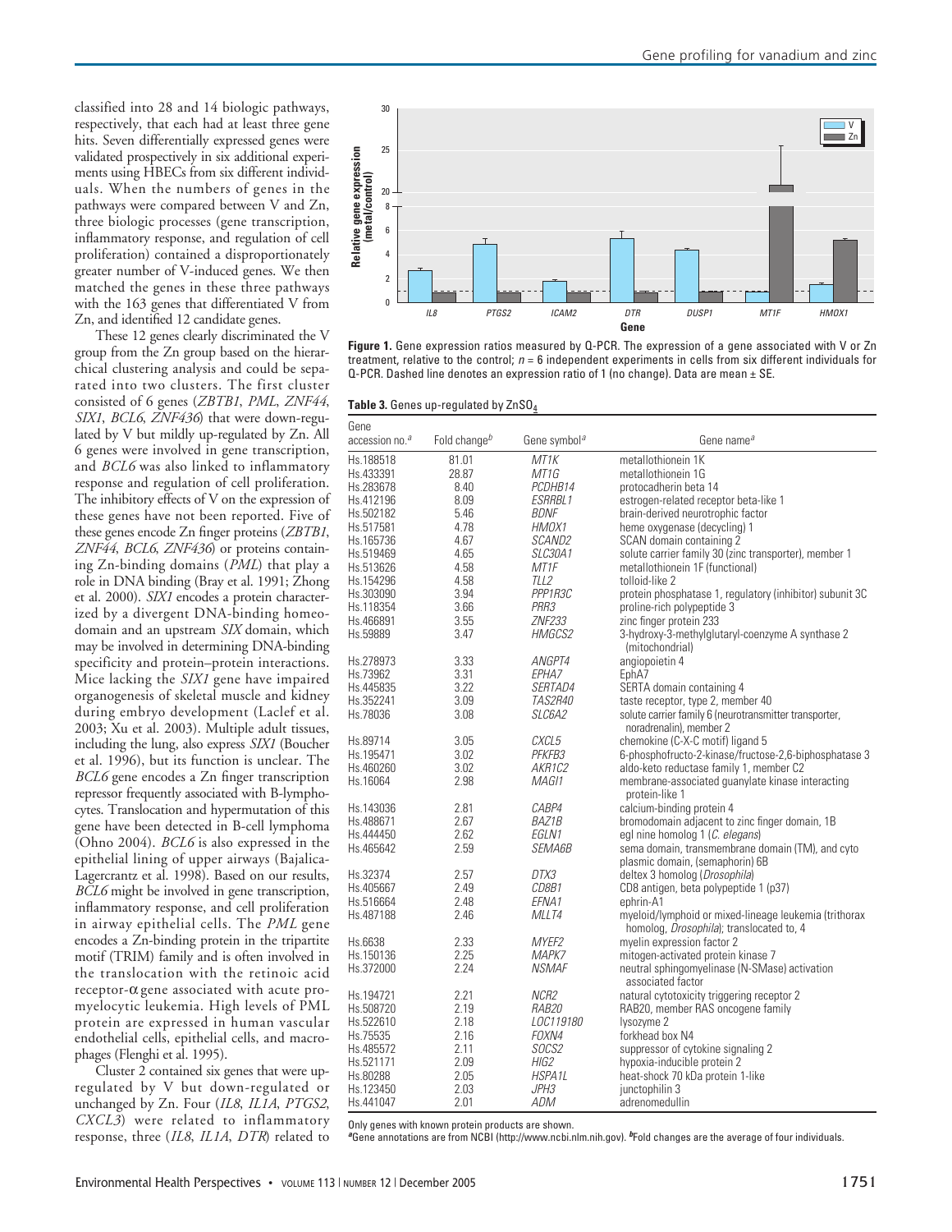classified into 28 and 14 biologic pathways, respectively, that each had at least three gene hits. Seven differentially expressed genes were validated prospectively in six additional experiments using HBECs from six different individuals. When the numbers of genes in the pathways were compared between V and Zn, three biologic processes (gene transcription, inflammatory response, and regulation of cell proliferation) contained a disproportionately greater number of V-induced genes. We then matched the genes in these three pathways with the 163 genes that differentiated V from Zn, and identified 12 candidate genes.

These 12 genes clearly discriminated the V group from the Zn group based on the hierarchical clustering analysis and could be separated into two clusters. The first cluster consisted of 6 genes (*ZBTB1*, *PML*, *ZNF44*, *SIX1*, *BCL6*, *ZNF436*) that were down-regulated by V but mildly up-regulated by Zn. All 6 genes were involved in gene transcription, and *BCL6* was also linked to inflammatory response and regulation of cell proliferation. The inhibitory effects of V on the expression of these genes have not been reported. Five of these genes encode Zn finger proteins (*ZBTB1*, *ZNF44*, *BCL6*, *ZNF436*) or proteins containing Zn-binding domains (*PML*) that play a role in DNA binding (Bray et al. 1991; Zhong et al. 2000). *SIX1* encodes a protein characterized by a divergent DNA-binding homeodomain and an upstream *SIX* domain, which may be involved in determining DNA-binding specificity and protein–protein interactions. Mice lacking the *SIX1* gene have impaired organogenesis of skeletal muscle and kidney during embryo development (Laclef et al. 2003; Xu et al. 2003). Multiple adult tissues, including the lung, also express *SIX1* (Boucher et al. 1996), but its function is unclear. The *BCL6* gene encodes a Zn finger transcription repressor frequently associated with B-lymphocytes. Translocation and hypermutation of this gene have been detected in B-cell lymphoma (Ohno 2004). *BCL6* is also expressed in the epithelial lining of upper airways (Bajalica-Lagercrantz et al. 1998). Based on our results, *BCL6* might be involved in gene transcription, inflammatory response, and cell proliferation in airway epithelial cells. The *PML* gene encodes a Zn-binding protein in the tripartite motif (TRIM) family and is often involved in the translocation with the retinoic acid receptor-α gene associated with acute promyelocytic leukemia. High levels of PML protein are expressed in human vascular endothelial cells, epithelial cells, and macrophages (Flenghi et al. 1995).

Cluster 2 contained six genes that were up-regulated by V but down-regulated or unchanged by Zn. Four (*IL8*, *IL1A*, *PTGS2*, *CXCL3*) were related to inflammatory response, three (*IL8*, *IL1A*, *DTR*) related to

**Figure 1.** Gene expression ratios measured by Q-PCR. The expression of a gene associated with V or Zn treatment, relative to the control; *n* = 6 independent experiments in cells from six different individuals for Q-PCR. Dashed line denotes an expression ratio of 1 (no change). Data are mean ± SE.

**Table 3.** Genes up-regulated by $ZnSO_4$

| Gene accession no.[a] | Fold change[b] | Gene symbol[a] | Gene name[a] |
|---|---|---|---|
| Hs.188518 | 81.01 | *MT1K* | metallothionein 1K |
| Hs.433391 | 28.87 | *MT1G* | metallothionein 1G |
| Hs.283678 | 8.40 | *PCDHB14* | protocadherin beta 14 |
| Hs.412196 | 8.09 | *ESRRBL1* | estrogen-related receptor beta-like 1 |
| Hs.502182 | 5.46 | *BDNF* | brain-derived neurotrophic factor |
| Hs.517581 | 4.78 | *HMOX1* | heme oxygenase (decycling) 1 |
| Hs.165736 | 4.67 | *SCAND2* | SCAN domain containing 2 |
| Hs.519469 | 4.65 | *SLC30A1* | solute carrier family 30 (zinc transporter), member 1 |
| Hs.513626 | 4.58 | *MT1F* | metallothionein 1F (functional) |
| Hs.154296 | 4.58 | *TLL2* | tolloid-like 2 |
| Hs.303090 | 3.94 | *PPP1R3C* | protein phosphatase 1, regulatory (inhibitor) subunit 3C |
| Hs.118354 | 3.66 | *PRR3* | proline-rich polypeptide 3 |
| Hs.466891 | 3.55 | *ZNF233* | zinc finger protein 233 |
| Hs.59889 | 3.47 | *HMGCS2* | 3-hydroxy-3-methylglutaryl-coenzyme A synthase 2 (mitochondrial) |
| Hs.278973 | 3.33 | *ANGPT4* | angiopoietin 4 |
| Hs.73962 | 3.31 | *EPHA7* | EphA7 |
| Hs.445835 | 3.22 | *SERTAD4* | SERTA domain containing 4 |
| Hs.352241 | 3.09 | *TAS2R40* | taste receptor, type 2, member 40 |
| Hs.78036 | 3.08 | *SLC6A2* | solute carrier family 6 (neurotransmitter transporter, noradrenalin), member 2 |
| Hs.89714 | 3.05 | *CXCL5* | chemokine (C-X-C motif) ligand 5 |
| Hs.195471 | 3.02 | *PFKFB3* | 6-phosphofructo-2-kinase/fructose-2,6-biphosphatase 3 |
| Hs.460260 | 3.02 | *AKR1C2* | aldo-keto reductase family 1, member C2 |
| Hs.16064 | 2.98 | *MAGI1* | membrane-associated guanylate kinase interacting protein-like 1 |
| Hs.143036 | 2.81 | *CABP4* | calcium-binding protein 4 |
| Hs.488671 | 2.67 | *BAZ1B* | bromodomain adjacent to zinc finger domain, 1B |
| Hs.444450 | 2.62 | *EGLN1* | egl nine homolog 1 (*C. elegans*) |
| Hs.465642 | 2.59 | *SEMA6B* | sema domain, transmembrane domain (TM), and cyto plasmic domain, (semaphorin) 6B |
| Hs.32374 | 2.57 | *DTX3* | deltex 3 homolog (*Drosophila*) |
| Hs.405667 | 2.49 | *CD8B1* | CD8 antigen, beta polypeptide 1 (p37) |
| Hs.516664 | 2.48 | *EFNA1* | ephrin-A1 |
| Hs.487188 | 2.46 | *MLLT4* | myeloid/lymphoid or mixed-lineage leukemia (trithorax homolog, *Drosophila*); translocated to, 4 |
| Hs.6638 | 2.33 | *MYEF2* | myelin expression factor 2 |
| Hs.150136 | 2.25 | *MAPK7* | mitogen-activated protein kinase 7 |
| Hs.372000 | 2.24 | *NSMAF* | neutral sphingomyelinase (N-SMase) activation associated factor |
| Hs.194721 | 2.21 | *NCR2* | natural cytotoxicity triggering receptor 2 |
| Hs.508720 | 2.19 | *RAB20* | RAB20, member RAS oncogene family |
| Hs.522610 | 2.18 | *LOC119180* | lysozyme 2 |
| Hs.75535 | 2.16 | *FOXN4* | forkhead box N4 |
| Hs.485572 | 2.11 | *SOCS2* | suppressor of cytokine signaling 2 |
| Hs.521171 | 2.09 | *HIG2* | hypoxia-inducible protein 2 |
| Hs.80288 | 2.05 | *HSPA1L* | heat-shock 70 kDa protein 1-like |
| Hs.123450 | 2.03 | *JPH3* | junctophilin 3 |
| Hs.441047 | 2.01 | *ADM* | adrenomedullin |

Only genes with known protein products are shown.
[a]Gene annotations are from NCBI (http://www.ncbi.nlm.nih.gov). [b]Fold changes are the average of four individuals.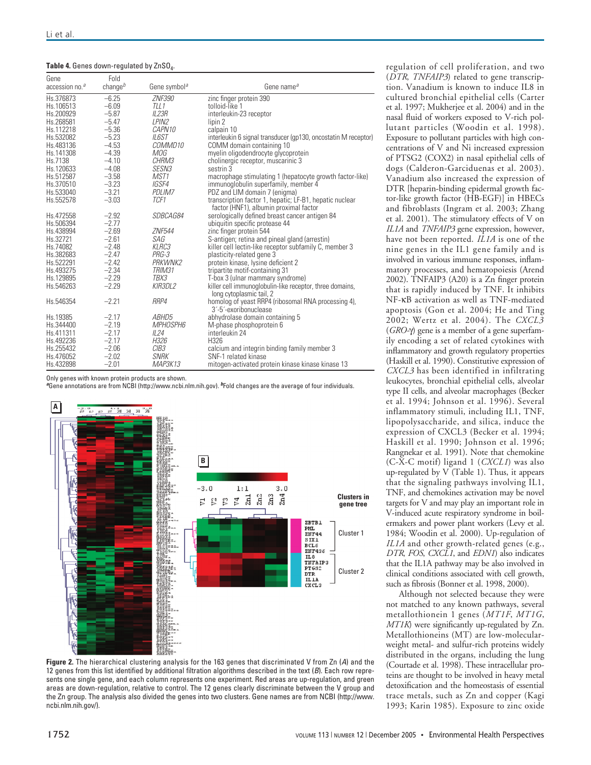**Table 4.** Genes down-regulated by $ZnSO_4$.

| Gene accession no.[a] | Fold change[b] | Gene symbol[a] | Gene name[a] |
|---|---|---|---|
| Hs.376873 | −6.25 | *ZNF390* | zinc finger protein 390 |
| Hs.106513 | −6.09 | *TLL1* | tolloid-like 1 |
| Hs.200929 | −5.87 | *IL23R* | interleukin-23 receptor |
| Hs.268581 | −5.47 | *LPIN2* | lipin 2 |
| Hs.112218 | −5.36 | *CAPN10* | calpain 10 |
| Hs.532082 | −5.23 | *IL6ST* | interleukin 6 signal transducer (gp130, oncostatin M receptor) |
| Hs.483136 | −4.53 | *COMMD10* | COMM domain containing 10 |
| Hs.141308 | −4.39 | *MOG* | myelin oligodendrocyte glycoprotein |
| Hs.7138 | −4.10 | *CHRM3* | cholinergic receptor, muscarinic 3 |
| Hs.120633 | −4.08 | *SESN3* | sestrin 3 |
| Hs.512587 | −3.58 | *MST1* | macrophage stimulating 1 (hepatocyte growth factor-like) |
| Hs.370510 | −3.23 | *IGSF4* | immunoglobulin superfamily, member 4 |
| Hs.533040 | −3.21 | *PDLIM7* | PDZ and LIM domain 7 (enigma) |
| Hs.552578 | −3.03 | *TCF1* | transcription factor 1, hepatic; LF-B1, hepatic nuclear factor (HNF1), albumin proximal factor |
| Hs.472558 | −2.92 | *SDBCAG84* | serologically defined breast cancer antigen 84 |
| Hs.506394 | −2.77 | | ubiquitin specific protease 44 |
| Hs.438994 | −2.69 | *ZNF544* | zinc finger protein 544 |
| Hs.32721 | −2.61 | *SAG* | S-antigen; retina and pineal gland (arrestin) |
| Hs.74082 | −2.48 | *KLRC3* | killer cell lectin-like receptor subfamily C, member 3 |
| Hs.382683 | −2.47 | *PRG-3* | plasticity-related gene 3 |
| Hs.522291 | −2.42 | *PRKWNK2* | protein kinase, lysine deficient 2 |
| Hs.493275 | −2.34 | *TRIM31* | tripartite motif-containing 31 |
| Hs.129895 | −2.29 | *TBX3* | T-box 3 (ulnar mammary syndrome) |
| Hs.546263 | −2.29 | *KIR3DL2* | killer cell immunoglobulin-like receptor, three domains, long cytoplasmic tail, 2 |
| Hs.546354 | −2.21 | *RRP4* | homolog of yeast RRP4 (ribosomal RNA processing 4), 3′-5′-exoribonuclease |
| Hs.19385 | −2.17 | *ABHD5* | abhydrolase domain containing 5 |
| Hs.344400 | −2.19 | *MPHOSPH6* | M-phase phosphoprotein 6 |
| Hs.411311 | −2.17 | *IL24* | interleukin 24 |
| Hs.492236 | −2.17 | *H326* | H326 |
| Hs.255432 | −2.06 | *CIB3* | calcium and integrin binding family member 3 |
| Hs.476052 | −2.02 | *SNRK* | SNF-1 related kinase |
| Hs.432898 | −2.01 | *MAP3K13* | mitogen-activated protein kinase kinase kinase 13 |

Only genes with known protein products are shown.
[a]Gene annotations are from NCBI (http://www.ncbi.nlm.nih.gov). [b]Fold changes are the average of four individuals.

**Figure 2.** The hierarchical clustering analysis for the 163 genes that discriminated V from Zn (*A*) and the 12 genes from this list identified by additional filtration algorithms described in the text (*B*). Each row represents one single gene, and each column represents one experiment. Red areas are up-regulation, and green areas are down-regulation, relative to control. The 12 genes clearly discriminate between the V group and the Zn group. The analysis also divided the genes into two clusters. Gene names are from NCBI (http://www.ncbi.nlm.nih.gov/).

regulation of cell proliferation, and two (*DTR*, *TNFAIP3*) related to gene transcription. Vanadium is known to induce IL8 in cultured bronchial epithelial cells (Carter et al. 1997; Mukherjee et al. 2004) and in the nasal fluid of workers exposed to V-rich pollutant particles (Woodin et al. 1998). Exposure to pollutant particles with high concentrations of V and Ni increased expression of PTSG2 (COX2) in nasal epithelial cells of dogs (Calderon-Garciduenas et al. 2003). Vanadium also increased the expression of DTR [heparin-binding epidermal growth factor-like growth factor (HB-EGF)] in HBECs and fibroblasts (Ingram et al. 2003; Zhang et al. 2001). The stimulatory effects of V on *IL1A* and *TNFAIP3* gene expression, however, have not been reported. *IL1A* is one of the nine genes in the IL1 gene family and is involved in various immune responses, inflammatory processes, and hematopoiesis (Arend 2002). TNFAIP3 (A20) is a Zn finger protein that is rapidly induced by TNF. It inhibits NF-κB activation as well as TNF-mediated apoptosis (Gon et al. 2004; He and Ting 2002; Wertz et al. 2004). The *CXCL3* (*GRO-γ*) gene is a member of a gene superfamily encoding a set of related cytokines with inflammatory and growth regulatory properties (Haskill et al. 1990). Constitutive expression of *CXCL3* has been identified in infiltrating leukocytes, bronchial epithelial cells, alveolar type II cells, and alveolar macrophages (Becker et al. 1994; Johnson et al. 1996). Several inflammatory stimuli, including IL1, TNF, lipopolysaccharide, and silica, induce the expression of CXCL3 (Becker et al. 1994; Haskill et al. 1990; Johnson et al. 1996; Rangnekar et al. 1991). Note that chemokine (C-X-C motif) ligand 1 (*CXCL1*) was also up-regulated by V (Table 1). Thus, it appears that the signaling pathways involving IL1, TNF, and chemokines activation may be novel targets for V and may play an important role in V-induced acute respiratory syndrome in boilermakers and power plant workers (Levy et al. 1984; Woodin et al. 2000). Up-regulation of *IL1A* and other growth-related genes (e.g., *DTR*, *FOS*, *CXCL1*, and *EDN1*) also indicates that the IL1A pathway may be also involved in clinical conditions associated with cell growth, such as fibrosis (Bonner et al. 1998, 2000).

Although not selected because they were not matched to any known pathways, several metallothionein 1 genes (*MT1F*, *MT1G*, *MT1K*) were significantly up-regulated by Zn. Metallothioneins (MT) are low-molecular-weight metal- and sulfur-rich proteins widely distributed in the organs, including the lung (Courtade et al. 1998). These intracellular proteins are thought to be involved in heavy metal detoxification and the homeostasis of essential trace metals, such as Zn and copper (Kagi 1993; Karin 1985). Exposure to zinc oxide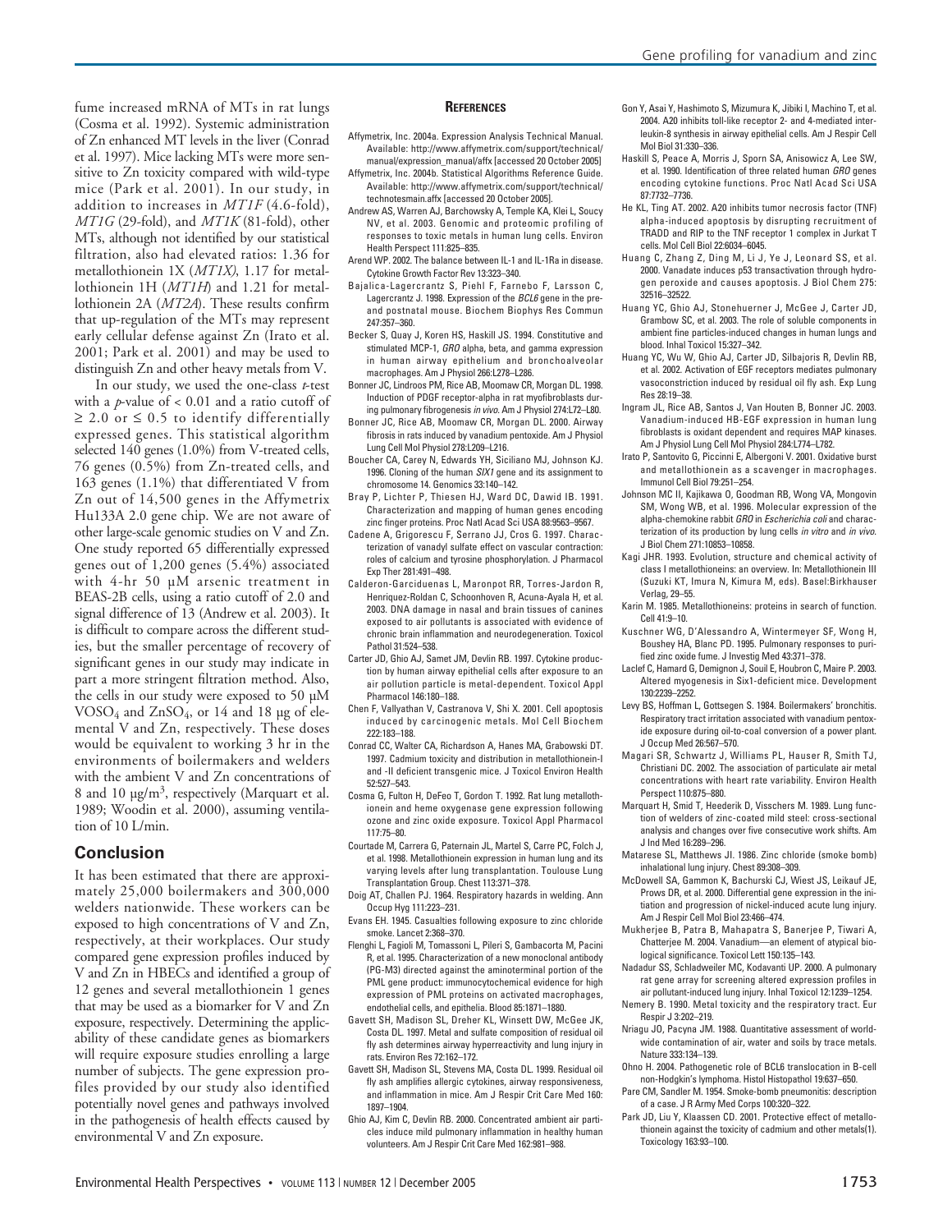fume increased mRNA of MTs in rat lungs (Cosma et al. 1992). Systemic administration of Zn enhanced MT levels in the liver (Conrad et al. 1997). Mice lacking MTs were more sensitive to Zn toxicity compared with wild-type mice (Park et al. 2001). In our study, in addition to increases in *MT1F* (4.6-fold), *MT1G* (29-fold), and *MT1K* (81-fold), other MTs, although not identified by our statistical filtration, also had elevated ratios: 1.36 for metallothionein 1X (*MT1X*), 1.17 for metallothionein 1H (*MT1H*) and 1.21 for metallothionein 2A (*MT2A*). These results confirm that up-regulation of the MTs may represent early cellular defense against Zn (Irato et al. 2001; Park et al. 2001) and may be used to distinguish Zn and other heavy metals from V.

In our study, we used the one-class *t*-test with a *p*-value of $< 0.01$ and a ratio cutoff of $\geq 2.0$ or $\leq 0.5$ to identify differentially expressed genes. This statistical algorithm selected 140 genes (1.0%) from V-treated cells, 76 genes (0.5%) from Zn-treated cells, and 163 genes (1.1%) that differentiated V from Zn out of 14,500 genes in the Affymetrix Hu133A 2.0 gene chip. We are not aware of other large-scale genomic studies on V and Zn. One study reported 65 differentially expressed genes out of 1,200 genes (5.4%) associated with 4-hr 50 µM arsenic treatment in BEAS-2B cells, using a ratio cutoff of 2.0 and signal difference of 13 (Andrew et al. 2003). It is difficult to compare across the different studies, but the smaller percentage of recovery of significant genes in our study may indicate in part a more stringent filtration method. Also, the cells in our study were exposed to 50 µM $VOSO_4$ and $ZnSO_4$, or 14 and 18 µg of elemental V and Zn, respectively. These doses would be equivalent to working 3 hr in the environments of boilermakers and welders with the ambient V and Zn concentrations of 8 and 10 µg/m$^3$, respectively (Marquart et al. 1989; Woodin et al. 2000), assuming ventilation of 10 L/min.

## Conclusion

It has been estimated that there are approximately 25,000 boilermakers and 300,000 welders nationwide. These workers can be exposed to high concentrations of V and Zn, respectively, at their workplaces. Our study compared gene expression profiles induced by V and Zn in HBECs and identified a group of 12 genes and several metallothionein 1 genes that may be used as a biomarker for V and Zn exposure, respectively. Determining the applicability of these candidate genes as biomarkers will require exposure studies enrolling a large number of subjects. The gene expression profiles provided by our study also identified potentially novel genes and pathways involved in the pathogenesis of health effects caused by environmental V and Zn exposure.

## References

Affymetrix, Inc. 2004a. Expression Analysis Technical Manual. Available: http://www.affymetrix.com/support/technical/manual/expression_manual/affx [accessed 20 October 2005]

Affymetrix, Inc. 2004b. Statistical Algorithms Reference Guide. Available: http://www.affymetrix.com/support/technical/technotesmain.affx [accessed 20 October 2005].

Andrew AS, Warren AJ, Barchowsky A, Temple KA, Klei L, Soucy NV, et al. 2003. Genomic and proteomic profiling of responses to toxic metals in human lung cells. Environ Health Perspect 111:825–835.

Arend WP. 2002. The balance between IL-1 and IL-1Ra in disease. Cytokine Growth Factor Rev 13:323–340.

Bajalica-Lagercrantz S, Piehl F, Farnebo F, Larsson C, Lagercrantz J. 1998. Expression of the *BCL6* gene in the pre- and postnatal mouse. Biochem Biophys Res Commun 247:357–360.

Becker S, Quay J, Koren HS, Haskill JS. 1994. Constitutive and stimulated MCP-1, *GRO* alpha, beta, and gamma expression in human airway epithelium and bronchoalveolar macrophages. Am J Physiol 266:L278–L286.

Bonner JC, Lindroos PM, Rice AB, Moomaw CR, Morgan DL. 1998. Induction of PDGF receptor-alpha in rat myofibroblasts during pulmonary fibrogenesis *in vivo*. Am J Physiol 274:L72–L80.

Bonner JC, Rice AB, Moomaw CR, Morgan DL. 2000. Airway fibrosis in rats induced by vanadium pentoxide. Am J Physiol Lung Cell Mol Physiol 278:L209–L216.

Boucher CA, Carey N, Edwards YH, Siciliano MJ, Johnson KJ. 1996. Cloning of the human *SIX1* gene and its assignment to chromosome 14. Genomics 33:140–142.

Bray P, Lichter P, Thiesen HJ, Ward DC, Dawid IB. 1991. Characterization and mapping of human genes encoding zinc finger proteins. Proc Natl Acad Sci USA 88:9563–9567.

Cadene A, Grigorescu F, Serrano JJ, Cros G. 1997. Characterization of vanadyl sulfate effect on vascular contraction: roles of calcium and tyrosine phosphorylation. J Pharmacol Exp Ther 281:491–498.

Calderon-Garciduenas L, Maronpot RR, Torres-Jardon R, Henriquez-Roldan C, Schoonhoven R, Acuna-Ayala H, et al. 2003. DNA damage in nasal and brain tissues of canines exposed to air pollutants is associated with evidence of chronic brain inflammation and neurodegeneration. Toxicol Pathol 31:524–538.

Carter JD, Ghio AJ, Samet JM, Devlin RB. 1997. Cytokine production by human airway epithelial cells after exposure to an air pollution particle is metal-dependent. Toxicol Appl Pharmacol 146:180–188.

Chen F, Vallyathan V, Castranova V, Shi X. 2001. Cell apoptosis induced by carcinogenic metals. Mol Cell Biochem 222:183–188.

Conrad CC, Walter CA, Richardson A, Hanes MA, Grabowski DT. 1997. Cadmium toxicity and distribution in metallothionein-I and -II deficient transgenic mice. J Toxicol Environ Health 52:527–543.

Cosma G, Fulton H, DeFeo T, Gordon T. 1992. Rat lung metallothionein and heme oxygenase gene expression following ozone and zinc oxide exposure. Toxicol Appl Pharmacol 117:75–80.

Courtade M, Carrera G, Paternain JL, Martel S, Carre PC, Folch J, et al. 1998. Metallothionein expression in human lung and its varying levels after lung transplantation. Toulouse Lung Transplantation Group. Chest 113:371–378.

Doig AT, Challen PJ. 1964. Respiratory hazards in welding. Ann Occup Hyg 111:223–231.

Evans EH. 1945. Casualties following exposure to zinc chloride smoke. Lancet 2:368–370.

Flenghi L, Fagioli M, Tomassoni L, Pileri S, Gambacorta M, Pacini R, et al. 1995. Characterization of a new monoclonal antibody (PG-M3) directed against the aminoterminal portion of the PML gene product: immunocytochemical evidence for high expression of PML proteins on activated macrophages, endothelial cells, and epithelia. Blood 85:1871–1880.

Gavett SH, Madison SL, Dreher KL, Winsett DW, McGee JK, Costa DL. 1997. Metal and sulfate composition of residual oil fly ash determines airway hyperreactivity and lung injury in rats. Environ Res 72:162–172.

Gavett SH, Madison SL, Stevens MA, Costa DL. 1999. Residual oil fly ash amplifies allergic cytokines, airway responsiveness, and inflammation in mice. Am J Respir Crit Care Med 160: 1897–1904.

Ghio AJ, Kim C, Devlin RB. 2000. Concentrated ambient air particles induce mild pulmonary inflammation in healthy human volunteers. Am J Respir Crit Care Med 162:981–988.

Gon Y, Asai Y, Hashimoto S, Mizumura K, Jibiki I, Machino T, et al. 2004. A20 inhibits toll-like receptor 2- and 4-mediated interleukin-8 synthesis in airway epithelial cells. Am J Respir Cell Mol Biol 31:330–336.

Haskill S, Peace A, Morris J, Sporn SA, Anisowicz A, Lee SW, et al. 1990. Identification of three related human *GRO* genes encoding cytokine functions. Proc Natl Acad Sci USA 87:7732–7736.

He KL, Ting AT. 2002. A20 inhibits tumor necrosis factor (TNF) alpha-induced apoptosis by disrupting recruitment of TRADD and RIP to the TNF receptor 1 complex in Jurkat T cells. Mol Cell Biol 22:6034–6045.

Huang C, Zhang Z, Ding M, Li J, Ye J, Leonard SS, et al. 2000. Vanadate induces p53 transactivation through hydrogen peroxide and causes apoptosis. J Biol Chem 275: 32516–32522.

Huang YC, Ghio AJ, Stonehuerner J, McGee J, Carter JD, Grambow SC, et al. 2003. The role of soluble components in ambient fine particles-induced changes in human lungs and blood. Inhal Toxicol 15:327–342.

Huang YC, Wu W, Ghio AJ, Carter JD, Silbajoris R, Devlin RB, et al. 2002. Activation of EGF receptors mediates pulmonary vasoconstriction induced by residual oil fly ash. Exp Lung Res 28:19–38.

Ingram JL, Rice AB, Santos J, Van Houten B, Bonner JC. 2003. Vanadium-induced HB-EGF expression in human lung fibroblasts is oxidant dependent and requires MAP kinases. Am J Physiol Lung Cell Mol Physiol 284:L774–L782.

Irato P, Santovito G, Piccinni E, Albergoni V. 2001. Oxidative burst and metallothionein as a scavenger in macrophages. Immunol Cell Biol 79:251–254.

Johnson MC II, Kajikawa O, Goodman RB, Wong VA, Mongovin SM, Wong WB, et al. 1996. Molecular expression of the alpha-chemokine rabbit *GRO* in *Escherichia coli* and characterization of its production by lung cells *in vitro* and *in vivo*. J Biol Chem 271:10853–10858.

Kagi JHR. 1993. Evolution, structure and chemical activity of class I metallothioneins: an overview. In: Metallothionein III (Suzuki KT, Imura N, Kimura M, eds). Basel:Birkhauser Verlag, 29–55.

Karin M. 1985. Metallothioneins: proteins in search of function. Cell 41:9–10.

Kuschner WG, D'Alessandro A, Wintermeyer SF, Wong H, Boushey HA, Blanc PD. 1995. Pulmonary responses to purified zinc oxide fume. J Investig Med 43:371–378.

Laclef C, Hamard G, Demignon J, Souil E, Houbron C, Maire P. 2003. Altered myogenesis in Six1-deficient mice. Development 130:2239–2252.

Levy BS, Hoffman L, Gottsegen S. 1984. Boilermakers' bronchitis. Respiratory tract irritation associated with vanadium pentoxide exposure during oil-to-coal conversion of a power plant. J Occup Med 26:567–570.

Magari SR, Schwartz J, Williams PL, Hauser R, Smith TJ, Christiani DC. 2002. The association of particulate air metal concentrations with heart rate variability. Environ Health Perspect 110:875–880.

Marquart H, Smid T, Heederik D, Visschers M. 1989. Lung function of welders of zinc-coated mild steel: cross-sectional analysis and changes over five consecutive work shifts. Am J Ind Med 16:289–296.

Matarese SL, Matthews JI. 1986. Zinc chloride (smoke bomb) inhalational lung injury. Chest 89:308–309.

McDowell SA, Gammon K, Bachurski CJ, Wiest JS, Leikauf JE, Prows DR, et al. 2000. Differential gene expression in the initiation and progression of nickel-induced acute lung injury. Am J Respir Cell Mol Biol 23:466–474.

Mukherjee B, Patra B, Mahapatra S, Banerjee P, Tiwari A, Chatterjee M. 2004. Vanadium—an element of atypical biological significance. Toxicol Lett 150:135–143.

Nadadur SS, Schladweiler MC, Kodavanti UP. 2000. A pulmonary rat gene array for screening altered expression profiles in air pollutant-induced lung injury. Inhal Toxicol 12:1239–1254.

Nemery B. 1990. Metal toxicity and the respiratory tract. Eur Respir J 3:202–219.

Nriagu JO, Pacyna JM. 1988. Quantitative assessment of worldwide contamination of air, water and soils by trace metals. Nature 333:134–139.

Ohno H. 2004. Pathogenetic role of BCL6 translocation in B-cell non-Hodgkin's lymphoma. Histol Histopathol 19:637–650.

Pare CM, Sandler M. 1954. Smoke-bomb pneumonitis: description of a case. J R Army Med Corps 100:320–322.

Park JD, Liu Y, Klaassen CD. 2001. Protective effect of metallothionein against the toxicity of cadmium and other metals(1). Toxicology 163:93–100.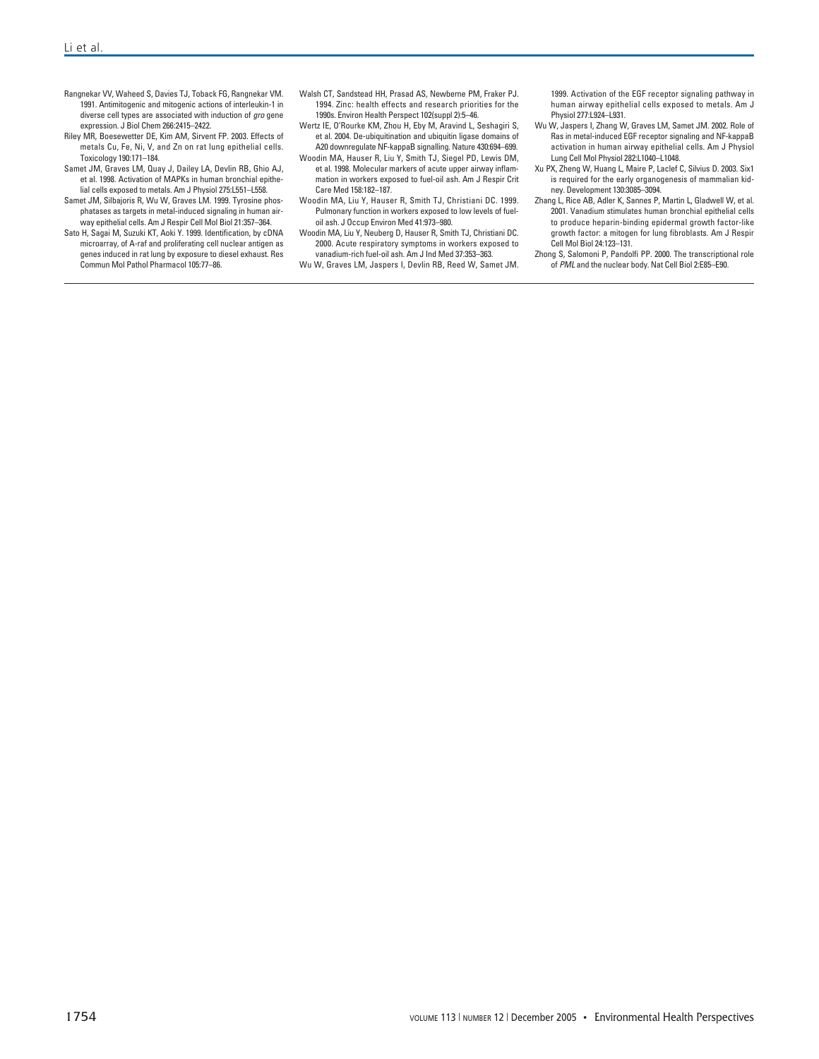Rangnekar VV, Waheed S, Davies TJ, Toback FG, Rangnekar VM. 1991. Antimitogenic and mitogenic actions of interleukin-1 in diverse cell types are associated with induction of *gro* gene expression. J Biol Chem 266:2415–2422.

Riley MR, Boesewetter DE, Kim AM, Sirvent FP. 2003. Effects of metals Cu, Fe, Ni, V, and Zn on rat lung epithelial cells. Toxicology 190:171–184.

Samet JM, Graves LM, Quay J, Dailey LA, Devlin RB, Ghio AJ, et al. 1998. Activation of MAPKs in human bronchial epithelial cells exposed to metals. Am J Physiol 275:L551–L558.

Samet JM, Silbajoris R, Wu W, Graves LM. 1999. Tyrosine phosphatases as targets in metal-induced signaling in human airway epithelial cells. Am J Respir Cell Mol Biol 21:357–364.

Sato H, Sagai M, Suzuki KT, Aoki Y. 1999. Identification, by cDNA microarray, of A-raf and proliferating cell nuclear antigen as genes induced in rat lung by exposure to diesel exhaust. Res Commun Mol Pathol Pharmacol 105:77–86.

Walsh CT, Sandstead HH, Prasad AS, Newberne PM, Fraker PJ. 1994. Zinc: health effects and research priorities for the 1990s. Environ Health Perspect 102(suppl 2):5–46.

Wertz IE, O'Rourke KM, Zhou H, Eby M, Aravind L, Seshagiri S, et al. 2004. De-ubiquitination and ubiquitin ligase domains of A20 downregulate NF-kappaB signalling. Nature 430:694–699.

Woodin MA, Hauser R, Liu Y, Smith TJ, Siegel PD, Lewis DM, et al. 1998. Molecular markers of acute upper airway inflammation in workers exposed to fuel-oil ash. Am J Respir Crit Care Med 158:182–187.

Woodin MA, Liu Y, Hauser R, Smith TJ, Christiani DC. 1999. Pulmonary function in workers exposed to low levels of fuel-oil ash. J Occup Environ Med 41:973–980.

Woodin MA, Liu Y, Neuberg D, Hauser R, Smith TJ, Christiani DC. 2000. Acute respiratory symptoms in workers exposed to vanadium-rich fuel-oil ash. Am J Ind Med 37:353–363.

Wu W, Graves LM, Jaspers I, Devlin RB, Reed W, Samet JM. 1999. Activation of the EGF receptor signaling pathway in human airway epithelial cells exposed to metals. Am J Physiol 277:L924–L931.

Wu W, Jaspers I, Zhang W, Graves LM, Samet JM. 2002. Role of Ras in metal-induced EGF receptor signaling and NF-kappaB activation in human airway epithelial cells. Am J Physiol Lung Cell Mol Physiol 282:L1040–L1048.

Xu PX, Zheng W, Huang L, Maire P, Laclef C, Silvius D. 2003. Six1 is required for the early organogenesis of mammalian kidney. Development 130:3085–3094.

Zhang L, Rice AB, Adler K, Sannes P, Martin L, Gladwell W, et al. 2001. Vanadium stimulates human bronchial epithelial cells to produce heparin-binding epidermal growth factor-like growth factor: a mitogen for lung fibroblasts. Am J Respir Cell Mol Biol 24:123–131.

Zhong S, Salomoni P, Pandolfi PP. 2000. The transcriptional role of *PML* and the nuclear body. Nat Cell Biol 2:E85–E90.